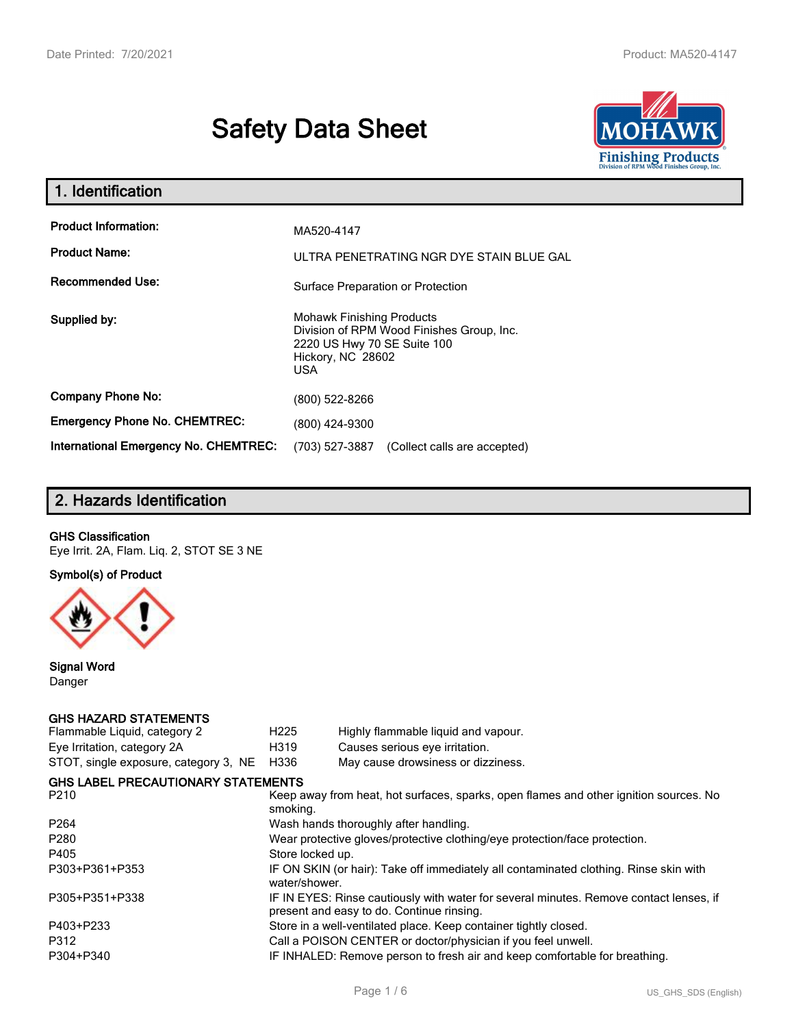# Safety Data Sheet

## 1. Identification

| | |
|---|---|
| **Product Information:** | MA520-4147 |
| **Product Name:** | ULTRA PENETRATING NGR DYE STAIN BLUE GAL |
| **Recommended Use:** | Surface Preparation or Protection |
| **Supplied by:** | Mohawk Finishing Products<br>Division of RPM Wood Finishes Group, Inc.<br>2220 US Hwy 70 SE Suite 100<br>Hickory, NC 28602<br>USA |
| **Company Phone No:** | (800) 522-8266 |
| **Emergency Phone No. CHEMTREC:** | (800) 424-9300 |
| **International Emergency No. CHEMTREC:** | (703) 527-3887 (Collect calls are accepted) |

## 2. Hazards Identification

**GHS Classification**

Eye Irrit. 2A, Flam. Liq. 2, STOT SE 3 NE

**Symbol(s) of Product**

**Signal Word**

Danger

**GHS HAZARD STATEMENTS**

| | | |
|---|---|---|
| Flammable Liquid, category 2 | H225 | Highly flammable liquid and vapour. |
| Eye Irritation, category 2A | H319 | Causes serious eye irritation. |
| STOT, single exposure, category 3, NE | H336 | May cause drowsiness or dizziness. |

**GHS LABEL PRECAUTIONARY STATEMENTS**

| | |
|---|---|
| P210 | Keep away from heat, hot surfaces, sparks, open flames and other ignition sources. No smoking. |
| P264 | Wash hands thoroughly after handling. |
| P280 | Wear protective gloves/protective clothing/eye protection/face protection. |
| P405 | Store locked up. |
| P303+P361+P353 | IF ON SKIN (or hair): Take off immediately all contaminated clothing. Rinse skin with water/shower. |
| P305+P351+P338 | IF IN EYES: Rinse cautiously with water for several minutes. Remove contact lenses, if present and easy to do. Continue rinsing. |
| P403+P233 | Store in a well-ventilated place. Keep container tightly closed. |
| P312 | Call a POISON CENTER or doctor/physician if you feel unwell. |
| P304+P340 | IF INHALED: Remove person to fresh air and keep comfortable for breathing. |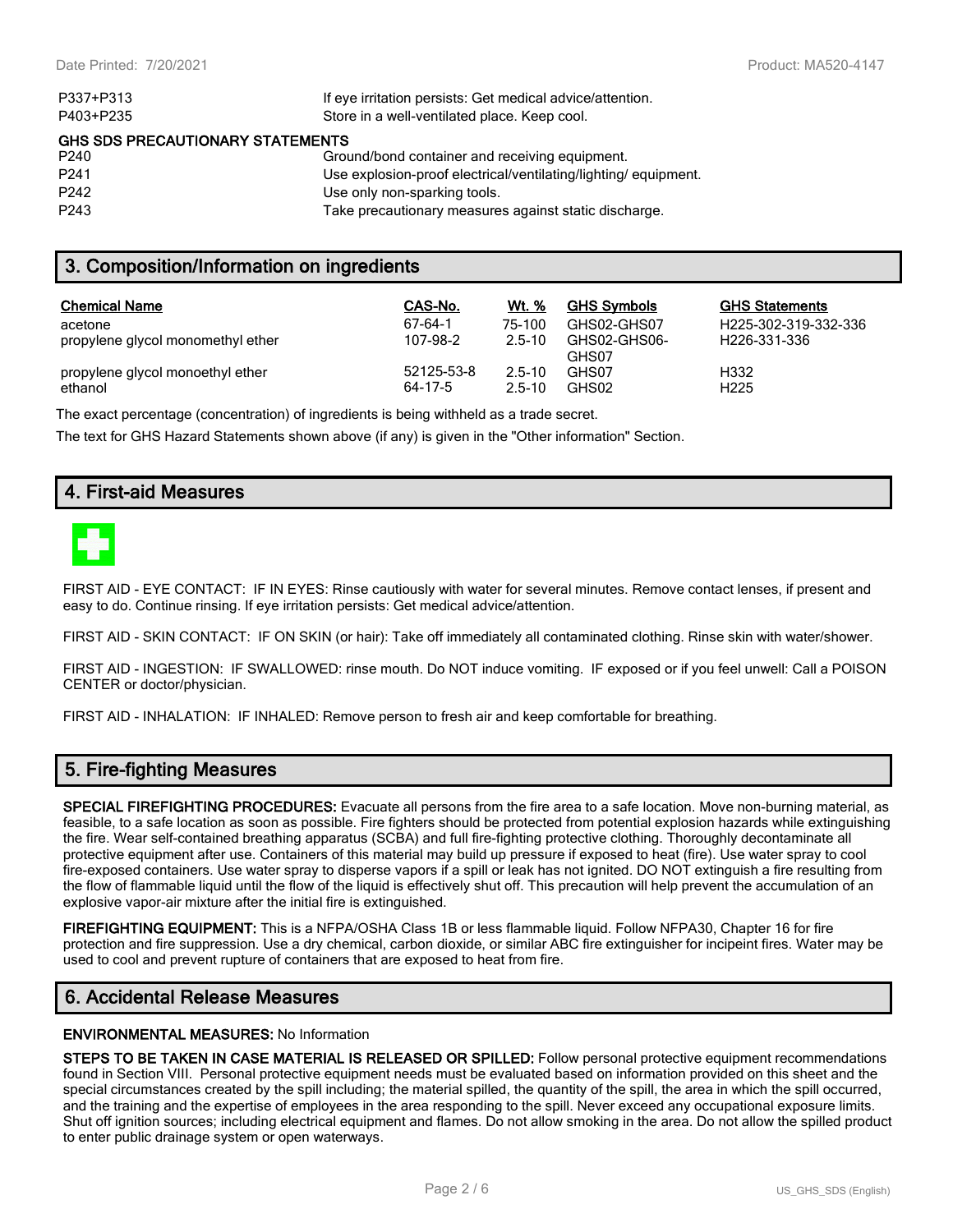| | |
|---|---|
| P337+P313 | If eye irritation persists: Get medical advice/attention. |
| P403+P235 | Store in a well-ventilated place. Keep cool. |

**GHS SDS PRECAUTIONARY STATEMENTS**

| | |
|---|---|
| P240 | Ground/bond container and receiving equipment. |
| P241 | Use explosion-proof electrical/ventilating/lighting/ equipment. |
| P242 | Use only non-sparking tools. |
| P243 | Take precautionary measures against static discharge. |

## 3. Composition/Information on ingredients

| Chemical Name | CAS-No. | Wt. % | GHS Symbols | GHS Statements |
|---|---|---|---|---|
| acetone | 67-64-1 | 75-100 | GHS02-GHS07 | H225-302-319-332-336 |
| propylene glycol monomethyl ether | 107-98-2 | 2.5-10 | GHS02-GHS06-GHS07 | H226-331-336 |
| propylene glycol monoethyl ether | 52125-53-8 | 2.5-10 | GHS07 | H332 |
| ethanol | 64-17-5 | 2.5-10 | GHS02 | H225 |

The exact percentage (concentration) of ingredients is being withheld as a trade secret.

The text for GHS Hazard Statements shown above (if any) is given in the "Other information" Section.

## 4. First-aid Measures

FIRST AID - EYE CONTACT: IF IN EYES: Rinse cautiously with water for several minutes. Remove contact lenses, if present and easy to do. Continue rinsing. If eye irritation persists: Get medical advice/attention.

FIRST AID - SKIN CONTACT: IF ON SKIN (or hair): Take off immediately all contaminated clothing. Rinse skin with water/shower.

FIRST AID - INGESTION: IF SWALLOWED: rinse mouth. Do NOT induce vomiting. IF exposed or if you feel unwell: Call a POISON CENTER or doctor/physician.

FIRST AID - INHALATION: IF INHALED: Remove person to fresh air and keep comfortable for breathing.

## 5. Fire-fighting Measures

**SPECIAL FIREFIGHTING PROCEDURES:** Evacuate all persons from the fire area to a safe location. Move non-burning material, as feasible, to a safe location as soon as possible. Fire fighters should be protected from potential explosion hazards while extinguishing the fire. Wear self-contained breathing apparatus (SCBA) and full fire-fighting protective clothing. Thoroughly decontaminate all protective equipment after use. Containers of this material may build up pressure if exposed to heat (fire). Use water spray to cool fire-exposed containers. Use water spray to disperse vapors if a spill or leak has not ignited. DO NOT extinguish a fire resulting from the flow of flammable liquid until the flow of the liquid is effectively shut off. This precaution will help prevent the accumulation of an explosive vapor-air mixture after the initial fire is extinguished.

**FIREFIGHTING EQUIPMENT:** This is a NFPA/OSHA Class 1B or less flammable liquid. Follow NFPA30, Chapter 16 for fire protection and fire suppression. Use a dry chemical, carbon dioxide, or similar ABC fire extinguisher for incipeint fires. Water may be used to cool and prevent rupture of containers that are exposed to heat from fire.

## 6. Accidental Release Measures

**ENVIRONMENTAL MEASURES:** No Information

**STEPS TO BE TAKEN IN CASE MATERIAL IS RELEASED OR SPILLED:** Follow personal protective equipment recommendations found in Section VIII. Personal protective equipment needs must be evaluated based on information provided on this sheet and the special circumstances created by the spill including; the material spilled, the quantity of the spill, the area in which the spill occurred, and the training and the expertise of employees in the area responding to the spill. Never exceed any occupational exposure limits. Shut off ignition sources; including electrical equipment and flames. Do not allow smoking in the area. Do not allow the spilled product to enter public drainage system or open waterways.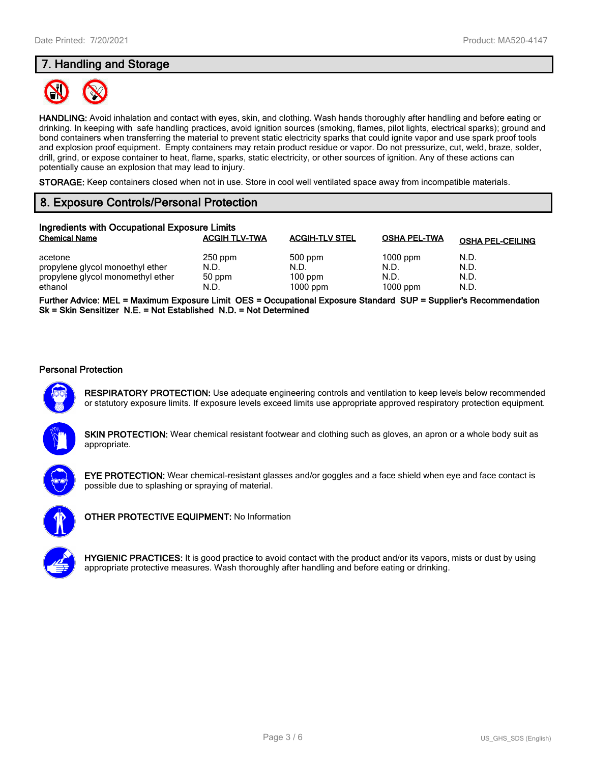## 7. Handling and Storage

**HANDLING:** Avoid inhalation and contact with eyes, skin, and clothing. Wash hands thoroughly after handling and before eating or drinking. In keeping with safe handling practices, avoid ignition sources (smoking, flames, pilot lights, electrical sparks); ground and bond containers when transferring the material to prevent static electricity sparks that could ignite vapor and use spark proof tools and explosion proof equipment. Empty containers may retain product residue or vapor. Do not pressurize, cut, weld, braze, solder, drill, grind, or expose container to heat, flame, sparks, static electricity, or other sources of ignition. Any of these actions can potentially cause an explosion that may lead to injury.

**STORAGE:** Keep containers closed when not in use. Store in cool well ventilated space away from incompatible materials.

## 8. Exposure Controls/Personal Protection

**Ingredients with Occupational Exposure Limits**

| Chemical Name | ACGIH TLV-TWA | ACGIH-TLV STEL | OSHA PEL-TWA | OSHA PEL-CEILING |
|---|---|---|---|---|
| acetone | 250 ppm | 500 ppm | 1000 ppm | N.D. |
| propylene glycol monoethyl ether | N.D. | N.D. | N.D. | N.D. |
| propylene glycol monomethyl ether | 50 ppm | 100 ppm | N.D. | N.D. |
| ethanol | N.D. | 1000 ppm | 1000 ppm | N.D. |

**Further Advice: MEL = Maximum Exposure Limit OES = Occupational Exposure Standard SUP = Supplier's Recommendation Sk = Skin Sensitizer N.E. = Not Established N.D. = Not Determined**

### Personal Protection

**RESPIRATORY PROTECTION:** Use adequate engineering controls and ventilation to keep levels below recommended or statutory exposure limits. If exposure levels exceed limits use appropriate approved respiratory protection equipment.

**SKIN PROTECTION:** Wear chemical resistant footwear and clothing such as gloves, an apron or a whole body suit as appropriate.

**EYE PROTECTION:** Wear chemical-resistant glasses and/or goggles and a face shield when eye and face contact is possible due to splashing or spraying of material.

**OTHER PROTECTIVE EQUIPMENT:** No Information

**HYGIENIC PRACTICES:** It is good practice to avoid contact with the product and/or its vapors, mists or dust by using appropriate protective measures. Wash thoroughly after handling and before eating or drinking.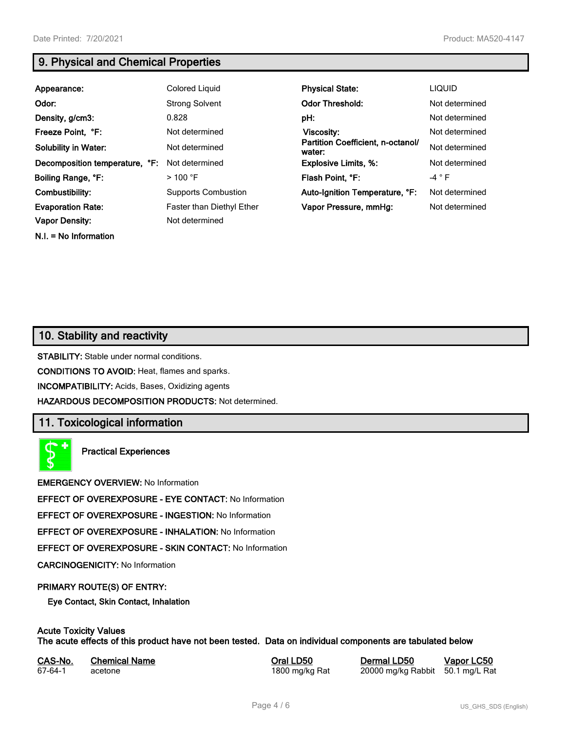## 9. Physical and Chemical Properties

| | | | |
|---|---|---|---|
| **Appearance:** | Colored Liquid | **Physical State:** | LIQUID |
| **Odor:** | Strong Solvent | **Odor Threshold:** | Not determined |
| **Density, g/cm3:** | 0.828 | **pH:** | Not determined |
| **Freeze Point, °F:** | Not determined | **Viscosity:** | Not determined |
| **Solubility in Water:** | Not determined | **Partition Coefficient, n-octanol/ water:** | Not determined |
| **Decomposition temperature, °F:** | Not determined | **Explosive Limits, %:** | Not determined |
| **Boiling Range, °F:** | > 100 °F | **Flash Point, °F:** | -4 ° F |
| **Combustibility:** | Supports Combustion | **Auto-Ignition Temperature, °F:** | Not determined |
| **Evaporation Rate:** | Faster than Diethyl Ether | **Vapor Pressure, mmHg:** | Not determined |
| **Vapor Density:** | Not determined | | |

**N.I. = No Information**

## 10. Stability and reactivity

**STABILITY:** Stable under normal conditions.

**CONDITIONS TO AVOID:** Heat, flames and sparks.

**INCOMPATIBILITY:** Acids, Bases, Oxidizing agents

**HAZARDOUS DECOMPOSITION PRODUCTS:** Not determined.

## 11. Toxicological information

**Practical Experiences**

**EMERGENCY OVERVIEW:** No Information

**EFFECT OF OVEREXPOSURE - EYE CONTACT:** No Information

**EFFECT OF OVEREXPOSURE - INGESTION:** No Information

**EFFECT OF OVEREXPOSURE - INHALATION:** No Information

**EFFECT OF OVEREXPOSURE - SKIN CONTACT:** No Information

**CARCINOGENICITY:** No Information

**PRIMARY ROUTE(S) OF ENTRY:**

**Eye Contact, Skin Contact, Inhalation**

**Acute Toxicity Values**
**The acute effects of this product have not been tested. Data on individual components are tabulated below**

| CAS-No. | Chemical Name | Oral LD50 | Dermal LD50 | Vapor LC50 |
|---|---|---|---|---|
| 67-64-1 | acetone | 1800 mg/kg Rat | 20000 mg/kg Rabbit | 50.1 mg/L Rat |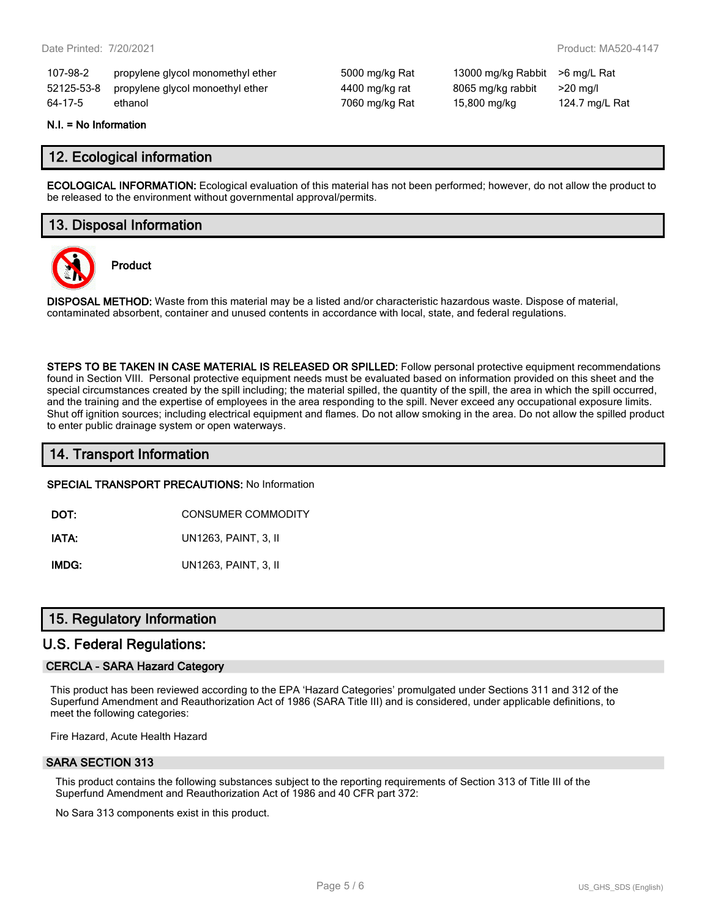| 107-98-2 | propylene glycol monomethyl ether | 5000 mg/kg Rat | 13000 mg/kg Rabbit | >6 mg/L Rat |
|---|---|---|---|---|
| 52125-53-8 | propylene glycol monoethyl ether | 4400 mg/kg rat | 8065 mg/kg rabbit | >20 mg/l |
| 64-17-5 | ethanol | 7060 mg/kg Rat | 15,800 mg/kg | 124.7 mg/L Rat |

**N.I. = No Information**

## 12. Ecological information

**ECOLOGICAL INFORMATION:** Ecological evaluation of this material has not been performed; however, do not allow the product to be released to the environment without governmental approval/permits.

## 13. Disposal Information

**Product**

**DISPOSAL METHOD:** Waste from this material may be a listed and/or characteristic hazardous waste. Dispose of material, contaminated absorbent, container and unused contents in accordance with local, state, and federal regulations.

**STEPS TO BE TAKEN IN CASE MATERIAL IS RELEASED OR SPILLED:** Follow personal protective equipment recommendations found in Section VIII. Personal protective equipment needs must be evaluated based on information provided on this sheet and the special circumstances created by the spill including; the material spilled, the quantity of the spill, the area in which the spill occurred, and the training and the expertise of employees in the area responding to the spill. Never exceed any occupational exposure limits. Shut off ignition sources; including electrical equipment and flames. Do not allow smoking in the area. Do not allow the spilled product to enter public drainage system or open waterways.

## 14. Transport Information

**SPECIAL TRANSPORT PRECAUTIONS:** No Information

**DOT:** CONSUMER COMMODITY

**IATA:** UN1263, PAINT, 3, II

**IMDG:** UN1263, PAINT, 3, II

## 15. Regulatory Information

## U.S. Federal Regulations:

### CERCLA - SARA Hazard Category

This product has been reviewed according to the EPA 'Hazard Categories' promulgated under Sections 311 and 312 of the Superfund Amendment and Reauthorization Act of 1986 (SARA Title III) and is considered, under applicable definitions, to meet the following categories:

Fire Hazard, Acute Health Hazard

### SARA SECTION 313

This product contains the following substances subject to the reporting requirements of Section 313 of Title III of the Superfund Amendment and Reauthorization Act of 1986 and 40 CFR part 372:

No Sara 313 components exist in this product.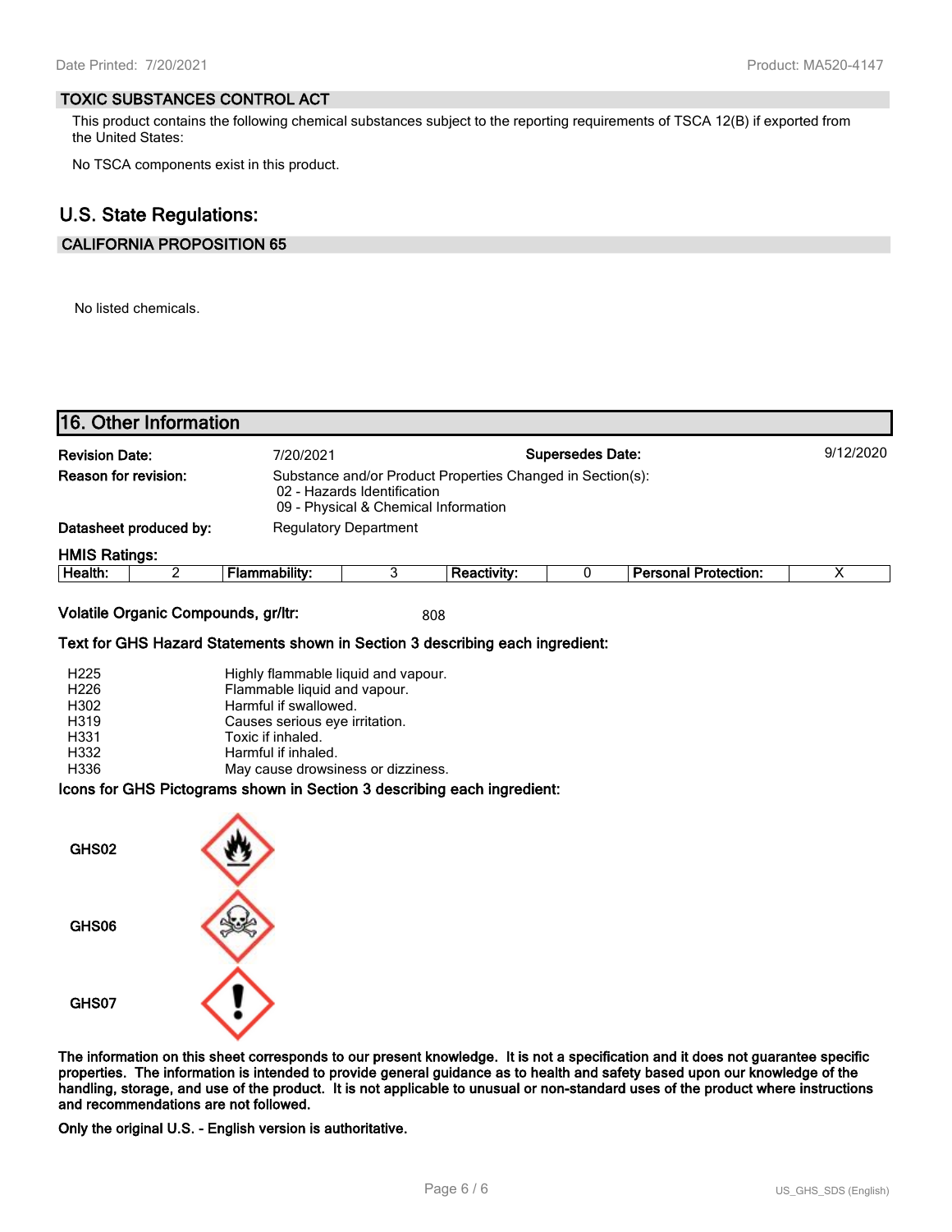### TOXIC SUBSTANCES CONTROL ACT

This product contains the following chemical substances subject to the reporting requirements of TSCA 12(B) if exported from the United States:

No TSCA components exist in this product.

## U.S. State Regulations:

### CALIFORNIA PROPOSITION 65

No listed chemicals.

## 16. Other Information

**Revision Date:** 7/20/2021 **Supersedes Date:** 9/12/2020

**Reason for revision:** Substance and/or Product Properties Changed in Section(s):
02 - Hazards Identification
09 - Physical & Chemical Information

**Datasheet produced by:** Regulatory Department

**HMIS Ratings:**

| | | | | | | | |
|---|---|---|---|---|---|---|---|
| **Health:** | 2 | **Flammability:** | 3 | **Reactivity:** | 0 | **Personal Protection:** | X |

**Volatile Organic Compounds, gr/ltr:** 808

**Text for GHS Hazard Statements shown in Section 3 describing each ingredient:**

| | |
|---|---|
| H225 | Highly flammable liquid and vapour. |
| H226 | Flammable liquid and vapour. |
| H302 | Harmful if swallowed. |
| H319 | Causes serious eye irritation. |
| H331 | Toxic if inhaled. |
| H332 | Harmful if inhaled. |
| H336 | May cause drowsiness or dizziness. |

**Icons for GHS Pictograms shown in Section 3 describing each ingredient:**

GHS02

GHS06

GHS07

**The information on this sheet corresponds to our present knowledge. It is not a specification and it does not guarantee specific properties. The information is intended to provide general guidance as to health and safety based upon our knowledge of the handling, storage, and use of the product. It is not applicable to unusual or non-standard uses of the product where instructions and recommendations are not followed.**

**Only the original U.S. - English version is authoritative.**